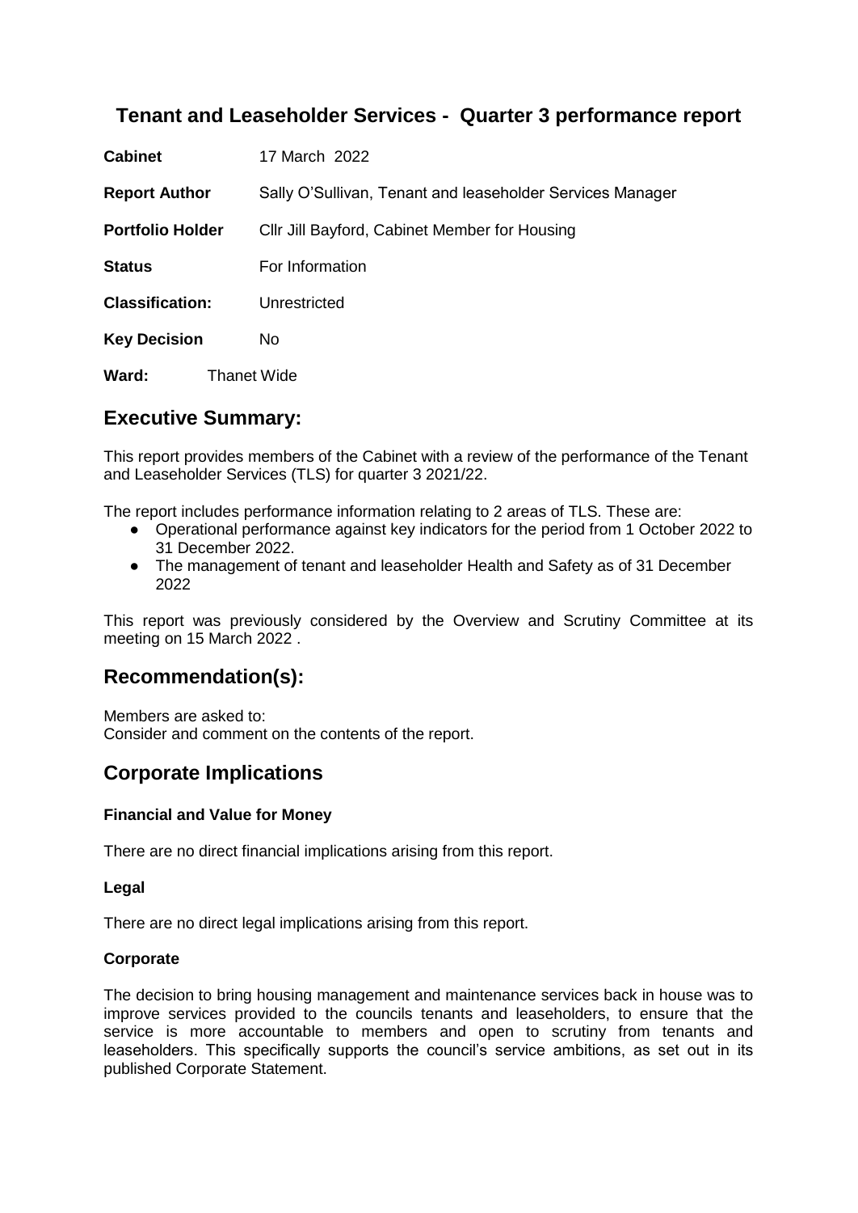## Tenant and Leaseholder Services - Quarter 3 performance report

**Cabinet** 17 March 2022

**Report Author** Sally O'Sullivan, Tenant and leaseholder Services Manager

**Portfolio Holder** Cllr Jill Bayford, Cabinet Member for Housing

**Status** For Information

**Classification:** Unrestricted

**Key Decision** No

**Ward:** Thanet Wide

## Executive Summary:

This report provides members of the Cabinet with a review of the performance of the Tenant and Leaseholder Services (TLS) for quarter 3 2021/22.

The report includes performance information relating to 2 areas of TLS. These are:

- Operational performance against key indicators for the period from 1 October 2022 to 31 December 2022.
- The management of tenant and leaseholder Health and Safety as of 31 December 2022

This report was previously considered by the Overview and Scrutiny Committee at its meeting on 15 March 2022 .

## Recommendation(s):

Members are asked to:
Consider and comment on the contents of the report.

## Corporate Implications

### Financial and Value for Money

There are no direct financial implications arising from this report.

### Legal

There are no direct legal implications arising from this report.

### Corporate

The decision to bring housing management and maintenance services back in house was to improve services provided to the councils tenants and leaseholders, to ensure that the service is more accountable to members and open to scrutiny from tenants and leaseholders. This specifically supports the council's service ambitions, as set out in its published Corporate Statement.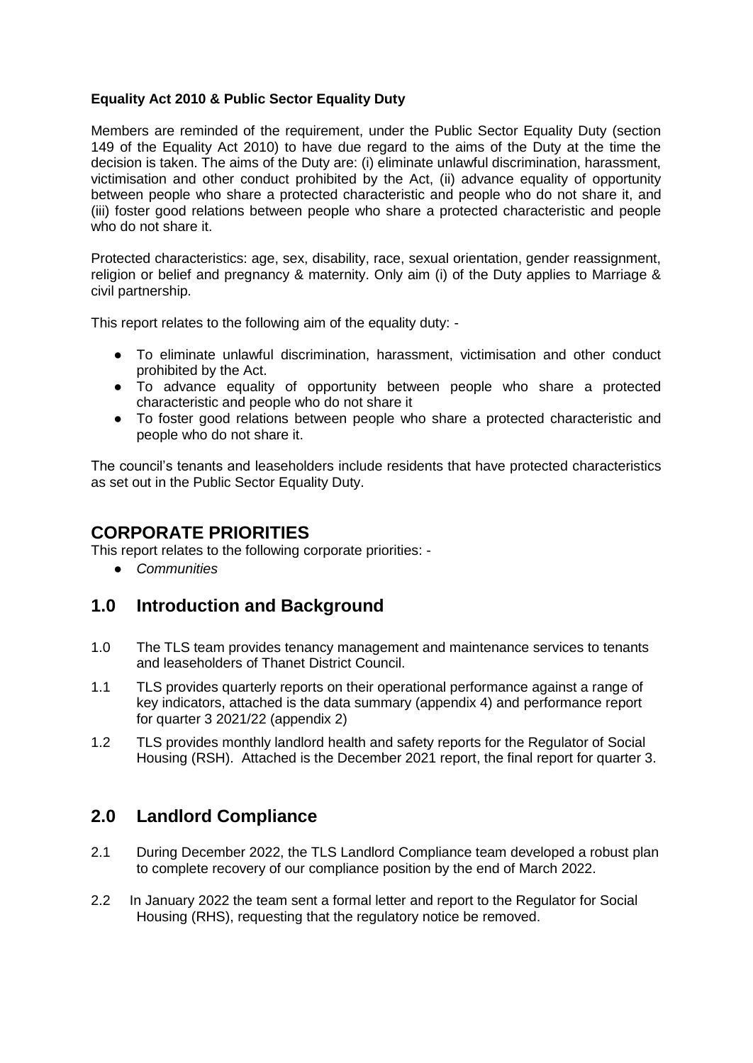**Equality Act 2010 & Public Sector Equality Duty**

Members are reminded of the requirement, under the Public Sector Equality Duty (section 149 of the Equality Act 2010) to have due regard to the aims of the Duty at the time the decision is taken. The aims of the Duty are: (i) eliminate unlawful discrimination, harassment, victimisation and other conduct prohibited by the Act, (ii) advance equality of opportunity between people who share a protected characteristic and people who do not share it, and (iii) foster good relations between people who share a protected characteristic and people who do not share it.

Protected characteristics: age, sex, disability, race, sexual orientation, gender reassignment, religion or belief and pregnancy & maternity. Only aim (i) of the Duty applies to Marriage & civil partnership.

This report relates to the following aim of the equality duty: -

- To eliminate unlawful discrimination, harassment, victimisation and other conduct prohibited by the Act.
- To advance equality of opportunity between people who share a protected characteristic and people who do not share it
- To foster good relations between people who share a protected characteristic and people who do not share it.

The council's tenants and leaseholders include residents that have protected characteristics as set out in the Public Sector Equality Duty.

## CORPORATE PRIORITIES

This report relates to the following corporate priorities: -

- *Communities*

## 1.0 Introduction and Background

1.0 The TLS team provides tenancy management and maintenance services to tenants and leaseholders of Thanet District Council.

1.1 TLS provides quarterly reports on their operational performance against a range of key indicators, attached is the data summary (appendix 4) and performance report for quarter 3 2021/22 (appendix 2)

1.2 TLS provides monthly landlord health and safety reports for the Regulator of Social Housing (RSH). Attached is the December 2021 report, the final report for quarter 3.

## 2.0 Landlord Compliance

2.1 During December 2022, the TLS Landlord Compliance team developed a robust plan to complete recovery of our compliance position by the end of March 2022.

2.2 In January 2022 the team sent a formal letter and report to the Regulator for Social Housing (RHS), requesting that the regulatory notice be removed.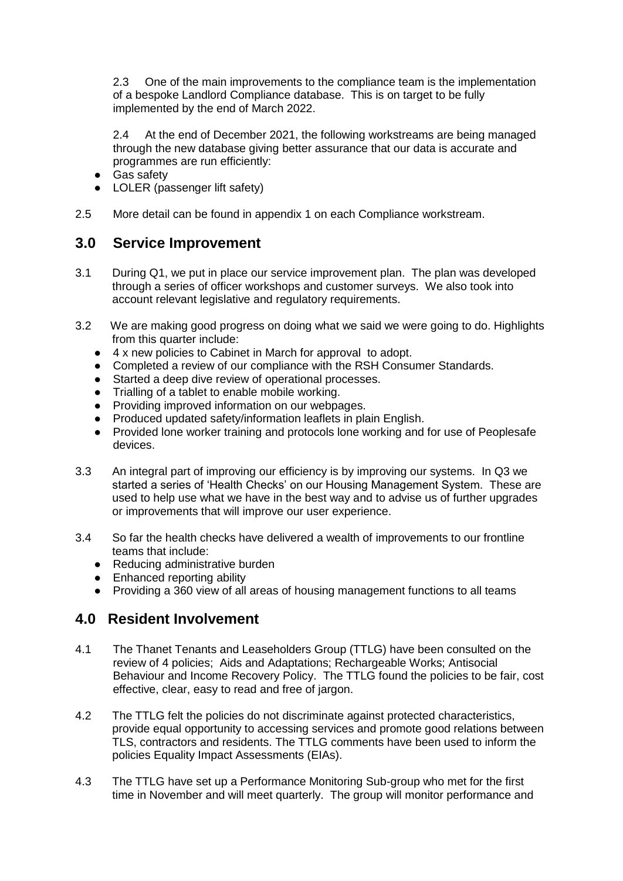2.3 One of the main improvements to the compliance team is the implementation of a bespoke Landlord Compliance database. This is on target to be fully implemented by the end of March 2022.

2.4 At the end of December 2021, the following workstreams are being managed through the new database giving better assurance that our data is accurate and programmes are run efficiently:

- Gas safety
- LOLER (passenger lift safety)

2.5 More detail can be found in appendix 1 on each Compliance workstream.

## 3.0 Service Improvement

3.1 During Q1, we put in place our service improvement plan. The plan was developed through a series of officer workshops and customer surveys. We also took into account relevant legislative and regulatory requirements.

3.2 We are making good progress on doing what we said we were going to do. Highlights from this quarter include:

- 4 x new policies to Cabinet in March for approval to adopt.
- Completed a review of our compliance with the RSH Consumer Standards.
- Started a deep dive review of operational processes.
- Trialling of a tablet to enable mobile working.
- Providing improved information on our webpages.
- Produced updated safety/information leaflets in plain English.
- Provided lone worker training and protocols lone working and for use of Peoplesafe devices.

3.3 An integral part of improving our efficiency is by improving our systems. In Q3 we started a series of 'Health Checks' on our Housing Management System. These are used to help use what we have in the best way and to advise us of further upgrades or improvements that will improve our user experience.

3.4 So far the health checks have delivered a wealth of improvements to our frontline teams that include:

- Reducing administrative burden
- Enhanced reporting ability
- Providing a 360 view of all areas of housing management functions to all teams

## 4.0 Resident Involvement

4.1 The Thanet Tenants and Leaseholders Group (TTLG) have been consulted on the review of 4 policies; Aids and Adaptations; Rechargeable Works; Antisocial Behaviour and Income Recovery Policy. The TTLG found the policies to be fair, cost effective, clear, easy to read and free of jargon.

4.2 The TTLG felt the policies do not discriminate against protected characteristics, provide equal opportunity to accessing services and promote good relations between TLS, contractors and residents. The TTLG comments have been used to inform the policies Equality Impact Assessments (EIAs).

4.3 The TTLG have set up a Performance Monitoring Sub-group who met for the first time in November and will meet quarterly. The group will monitor performance and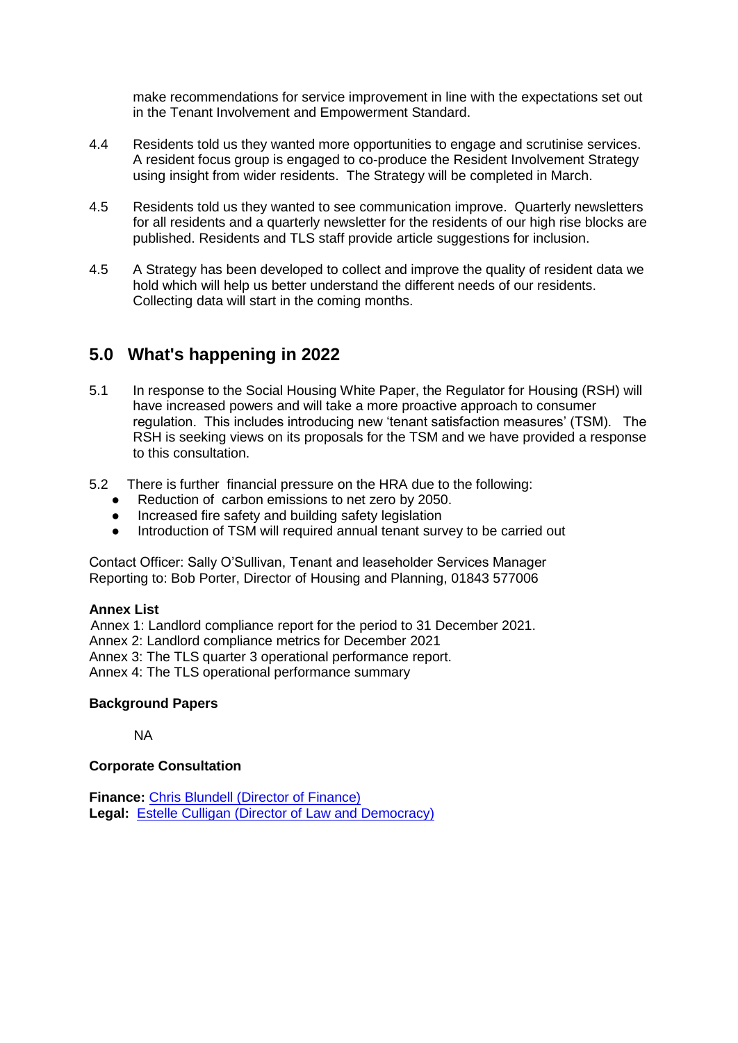make recommendations for service improvement in line with the expectations set out in the Tenant Involvement and Empowerment Standard.

4.4 Residents told us they wanted more opportunities to engage and scrutinise services. A resident focus group is engaged to co-produce the Resident Involvement Strategy using insight from wider residents. The Strategy will be completed in March.

4.5 Residents told us they wanted to see communication improve. Quarterly newsletters for all residents and a quarterly newsletter for the residents of our high rise blocks are published. Residents and TLS staff provide article suggestions for inclusion.

4.5 A Strategy has been developed to collect and improve the quality of resident data we hold which will help us better understand the different needs of our residents. Collecting data will start in the coming months.

## 5.0 What's happening in 2022

5.1 In response to the Social Housing White Paper, the Regulator for Housing (RSH) will have increased powers and will take a more proactive approach to consumer regulation. This includes introducing new 'tenant satisfaction measures' (TSM). The RSH is seeking views on its proposals for the TSM and we have provided a response to this consultation.

5.2 There is further financial pressure on the HRA due to the following:

- Reduction of carbon emissions to net zero by 2050.
- Increased fire safety and building safety legislation
- Introduction of TSM will required annual tenant survey to be carried out

Contact Officer: Sally O'Sullivan, Tenant and leaseholder Services Manager
Reporting to: Bob Porter, Director of Housing and Planning, 01843 577006

**Annex List**

Annex 1: Landlord compliance report for the period to 31 December 2021.
Annex 2: Landlord compliance metrics for December 2021
Annex 3: The TLS quarter 3 operational performance report.
Annex 4: The TLS operational performance summary

**Background Papers**

NA

**Corporate Consultation**

**Finance:** Chris Blundell (Director of Finance)
**Legal:** Estelle Culligan (Director of Law and Democracy)